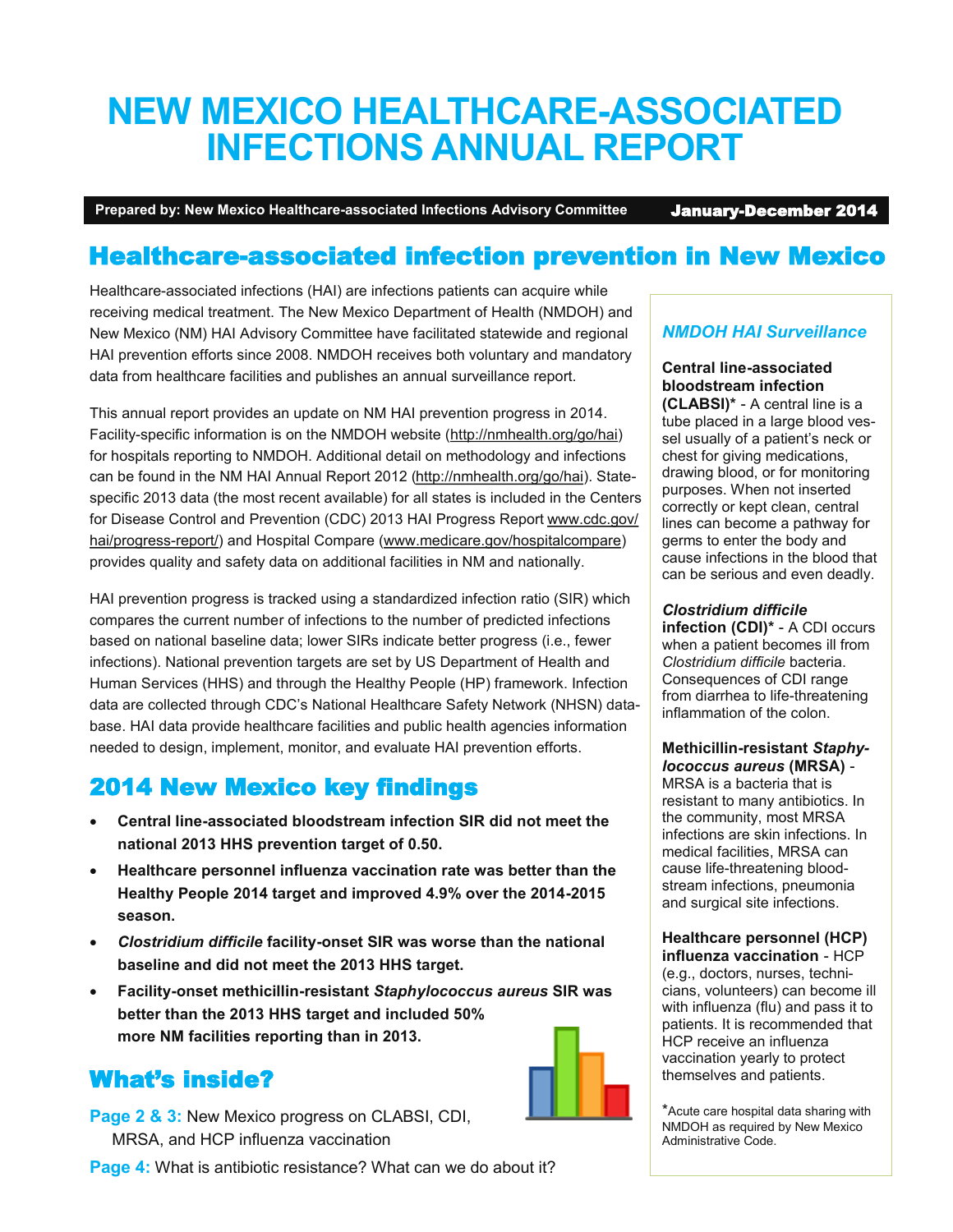# NEW MEXICO HEALTHCARE-ASSOCIATED INFECTIONS ANNUAL REPORT

**Prepared by: New Mexico Healthcare-associated Infections Advisory Committee** **January-December 2014**

## Healthcare-associated infection prevention in New Mexico

Healthcare-associated infections (HAI) are infections patients can acquire while receiving medical treatment. The New Mexico Department of Health (NMDOH) and New Mexico (NM) HAI Advisory Committee have facilitated statewide and regional HAI prevention efforts since 2008. NMDOH receives both voluntary and mandatory data from healthcare facilities and publishes an annual surveillance report.

This annual report provides an update on NM HAI prevention progress in 2014. Facility-specific information is on the NMDOH website (http://nmhealth.org/go/hai) for hospitals reporting to NMDOH. Additional detail on methodology and infections can be found in the NM HAI Annual Report 2012 (http://nmhealth.org/go/hai). State-specific 2013 data (the most recent available) for all states is included in the Centers for Disease Control and Prevention (CDC) 2013 HAI Progress Report www.cdc.gov/hai/progress-report/) and Hospital Compare (www.medicare.gov/hospitalcompare) provides quality and safety data on additional facilities in NM and nationally.

HAI prevention progress is tracked using a standardized infection ratio (SIR) which compares the current number of infections to the number of predicted infections based on national baseline data; lower SIRs indicate better progress (i.e., fewer infections). National prevention targets are set by US Department of Health and Human Services (HHS) and through the Healthy People (HP) framework. Infection data are collected through CDC's National Healthcare Safety Network (NHSN) database. HAI data provide healthcare facilities and public health agencies information needed to design, implement, monitor, and evaluate HAI prevention efforts.

## 2014 New Mexico key findings

- **Central line-associated bloodstream infection SIR did not meet the national 2013 HHS prevention target of 0.50.**
- **Healthcare personnel influenza vaccination rate was better than the Healthy People 2014 target and improved 4.9% over the 2014-2015 season.**
- ***Clostridium difficile* facility-onset SIR was worse than the national baseline and did not meet the 2013 HHS target.**
- **Facility-onset methicillin-resistant *Staphylococcus aureus* SIR was better than the 2013 HHS target and included 50% more NM facilities reporting than in 2013.**

## What's inside?

**Page 2 & 3:** New Mexico progress on CLABSI, CDI, MRSA, and HCP influenza vaccination

**Page 4:** What is antibiotic resistance? What can we do about it?

### *NMDOH HAI Surveillance*

**Central line-associated bloodstream infection (CLABSI)*** - A central line is a tube placed in a large blood vessel usually of a patient's neck or chest for giving medications, drawing blood, or for monitoring purposes. When not inserted correctly or kept clean, central lines can become a pathway for germs to enter the body and cause infections in the blood that can be serious and even deadly.

***Clostridium difficile* infection (CDI)*** - A CDI occurs when a patient becomes ill from *Clostridium difficile* bacteria. Consequences of CDI range from diarrhea to life-threatening inflammation of the colon.

**Methicillin-resistant *Staphylococcus aureus* (MRSA)** - MRSA is a bacteria that is resistant to many antibiotics. In the community, most MRSA infections are skin infections. In medical facilities, MRSA can cause life-threatening bloodstream infections, pneumonia and surgical site infections.

**Healthcare personnel (HCP) influenza vaccination** - HCP (e.g., doctors, nurses, technicians, volunteers) can become ill with influenza (flu) and pass it to patients. It is recommended that HCP receive an influenza vaccination yearly to protect themselves and patients.

*Acute care hospital data sharing with NMDOH as required by New Mexico Administrative Code.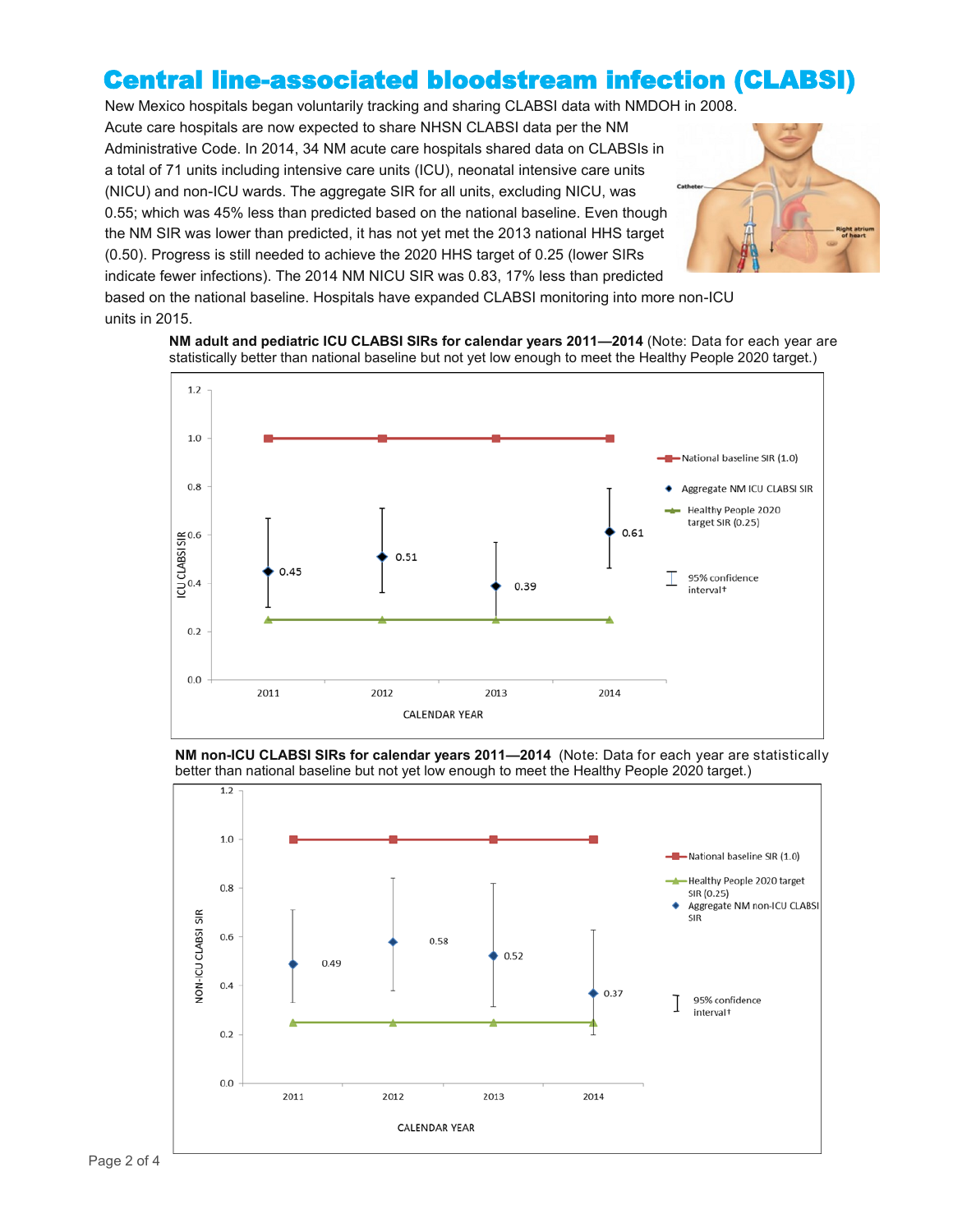# Central line-associated bloodstream infection (CLABSI)

New Mexico hospitals began voluntarily tracking and sharing CLABSI data with NMDOH in 2008. Acute care hospitals are now expected to share NHSN CLABSI data per the NM Administrative Code. In 2014, 34 NM acute care hospitals shared data on CLABSIs in a total of 71 units including intensive care units (ICU), neonatal intensive care units (NICU) and non-ICU wards. The aggregate SIR for all units, excluding NICU, was 0.55; which was 45% less than predicted based on the national baseline. Even though the NM SIR was lower than predicted, it has not yet met the 2013 national HHS target (0.50). Progress is still needed to achieve the 2020 HHS target of 0.25 (lower SIRs indicate fewer infections). The 2014 NM NICU SIR was 0.83, 17% less than predicted based on the national baseline. Hospitals have expanded CLABSI monitoring into more non-ICU units in 2015.

**NM adult and pediatric ICU CLABSI SIRs for calendar years 2011—2014** (Note: Data for each year are statistically better than national baseline but not yet low enough to meet the Healthy People 2020 target.)

| Calendar Year | Aggregate NM ICU CLABSI SIR | National baseline SIR | Healthy People 2020 target SIR |
|---|---|---|---|
| 2011 | 0.45 | 1.0 | 0.25 |
| 2012 | 0.51 | 1.0 | 0.25 |
| 2013 | 0.39 | 1.0 | 0.25 |
| 2014 | 0.61 | 1.0 | 0.25 |

**NM non-ICU CLABSI SIRs for calendar years 2011—2014** (Note: Data for each year are statistically better than national baseline but not yet low enough to meet the Healthy People 2020 target.)

| Calendar Year | Aggregate NM non-ICU CLABSI SIR | National baseline SIR | Healthy People 2020 target SIR |
|---|---|---|---|
| 2011 | 0.49 | 1.0 | 0.25 |
| 2012 | 0.58 | 1.0 | 0.25 |
| 2013 | 0.52 | 1.0 | 0.25 |
| 2014 | 0.37 | 1.0 | 0.25 |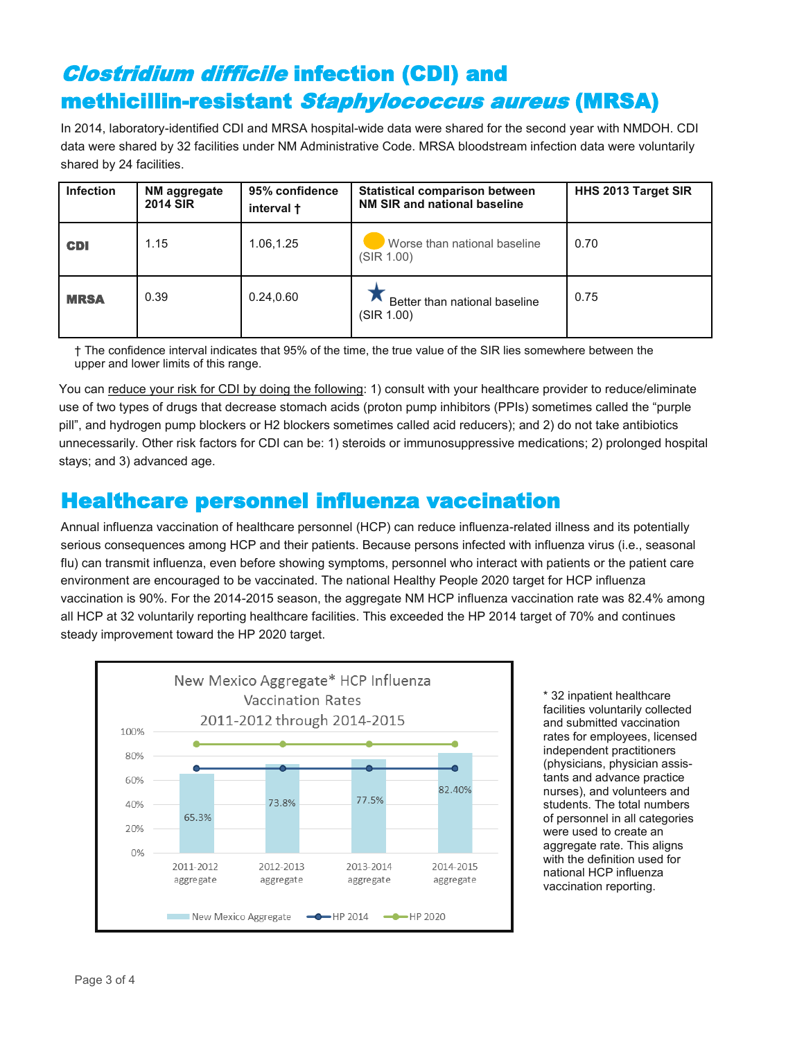# *Clostridium difficile* infection (CDI) and methicillin-resistant *Staphylococcus aureus* (MRSA)

In 2014, laboratory-identified CDI and MRSA hospital-wide data were shared for the second year with NMDOH. CDI data were shared by 32 facilities under NM Administrative Code. MRSA bloodstream infection data were voluntarily shared by 24 facilities.

| Infection | NM aggregate 2014 SIR | 95% confidence interval † | Statistical comparison between NM SIR and national baseline | HHS 2013 Target SIR |
|---|---|---|---|---|
| **CDI** | 1.15 | 1.06,1.25 | Worse than national baseline (SIR 1.00) | 0.70 |
| **MRSA** | 0.39 | 0.24,0.60 | Better than national baseline (SIR 1.00) | 0.75 |

† The confidence interval indicates that 95% of the time, the true value of the SIR lies somewhere between the upper and lower limits of this range.

You can reduce your risk for CDI by doing the following: 1) consult with your healthcare provider to reduce/eliminate use of two types of drugs that decrease stomach acids (proton pump inhibitors (PPIs) sometimes called the "purple pill", and hydrogen pump blockers or H2 blockers sometimes called acid reducers); and 2) do not take antibiotics unnecessarily. Other risk factors for CDI can be: 1) steroids or immunosuppressive medications; 2) prolonged hospital stays; and 3) advanced age.

# Healthcare personnel influenza vaccination

Annual influenza vaccination of healthcare personnel (HCP) can reduce influenza-related illness and its potentially serious consequences among HCP and their patients. Because persons infected with influenza virus (i.e., seasonal flu) can transmit influenza, even before showing symptoms, personnel who interact with patients or the patient care environment are encouraged to be vaccinated. The national Healthy People 2020 target for HCP influenza vaccination is 90%. For the 2014-2015 season, the aggregate NM HCP influenza vaccination rate was 82.4% among all HCP at 32 voluntarily reporting healthcare facilities. This exceeded the HP 2014 target of 70% and continues steady improvement toward the HP 2020 target.

**New Mexico Aggregate\* HCP Influenza Vaccination Rates 2011-2012 through 2014-2015**

| Season | New Mexico Aggregate | HP 2014 | HP 2020 |
|---|---|---|---|
| 2011-2012 aggregate | 65.3% | 70% | 90% |
| 2012-2013 aggregate | 73.8% | 70% | 90% |
| 2013-2014 aggregate | 77.5% | 70% | 90% |
| 2014-2015 aggregate | 82.40% | 70% | 90% |

\* 32 inpatient healthcare facilities voluntarily collected and submitted vaccination rates for employees, licensed independent practitioners (physicians, physician assistants and advance practice nurses), and volunteers and students. The total numbers of personnel in all categories were used to create an aggregate rate. This aligns with the definition used for national HCP influenza vaccination reporting.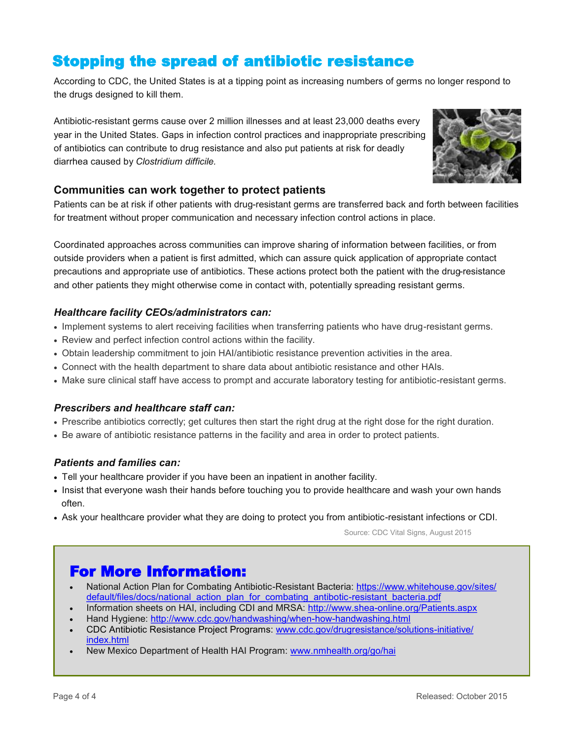# Stopping the spread of antibiotic resistance

According to CDC, the United States is at a tipping point as increasing numbers of germs no longer respond to the drugs designed to kill them.

Antibiotic-resistant germs cause over 2 million illnesses and at least 23,000 deaths every year in the United States. Gaps in infection control practices and inappropriate prescribing of antibiotics can contribute to drug resistance and also put patients at risk for deadly diarrhea caused by *Clostridium difficile.*

## Communities can work together to protect patients

Patients can be at risk if other patients with drug-resistant germs are transferred back and forth between facilities for treatment without proper communication and necessary infection control actions in place.

Coordinated approaches across communities can improve sharing of information between facilities, or from outside providers when a patient is first admitted, which can assure quick application of appropriate contact precautions and appropriate use of antibiotics. These actions protect both the patient with the drug-resistance and other patients they might otherwise come in contact with, potentially spreading resistant germs.

### *Healthcare facility CEOs/administrators can:*

- Implement systems to alert receiving facilities when transferring patients who have drug-resistant germs.
- Review and perfect infection control actions within the facility.
- Obtain leadership commitment to join HAI/antibiotic resistance prevention activities in the area.
- Connect with the health department to share data about antibiotic resistance and other HAIs.
- Make sure clinical staff have access to prompt and accurate laboratory testing for antibiotic-resistant germs.

### *Prescribers and healthcare staff can:*

- Prescribe antibiotics correctly; get cultures then start the right drug at the right dose for the right duration.
- Be aware of antibiotic resistance patterns in the facility and area in order to protect patients.

### *Patients and families can:*

- Tell your healthcare provider if you have been an inpatient in another facility.
- Insist that everyone wash their hands before touching you to provide healthcare and wash your own hands often.
- Ask your healthcare provider what they are doing to protect you from antibiotic-resistant infections or CDI.

Source: CDC Vital Signs, August 2015

## For More Information:

- National Action Plan for Combating Antibiotic-Resistant Bacteria: https://www.whitehouse.gov/sites/default/files/docs/national_action_plan_for_combating_antibiotic-resistant_bacteria.pdf
- Information sheets on HAI, including CDI and MRSA: http://www.shea-online.org/Patients.aspx
- Hand Hygiene: http://www.cdc.gov/handwashing/when-how-handwashing.html
- CDC Antibiotic Resistance Project Programs: www.cdc.gov/drugresistance/solutions-initiative/index.html
- New Mexico Department of Health HAI Program: www.nmhealth.org/go/hai

Released: October 2015